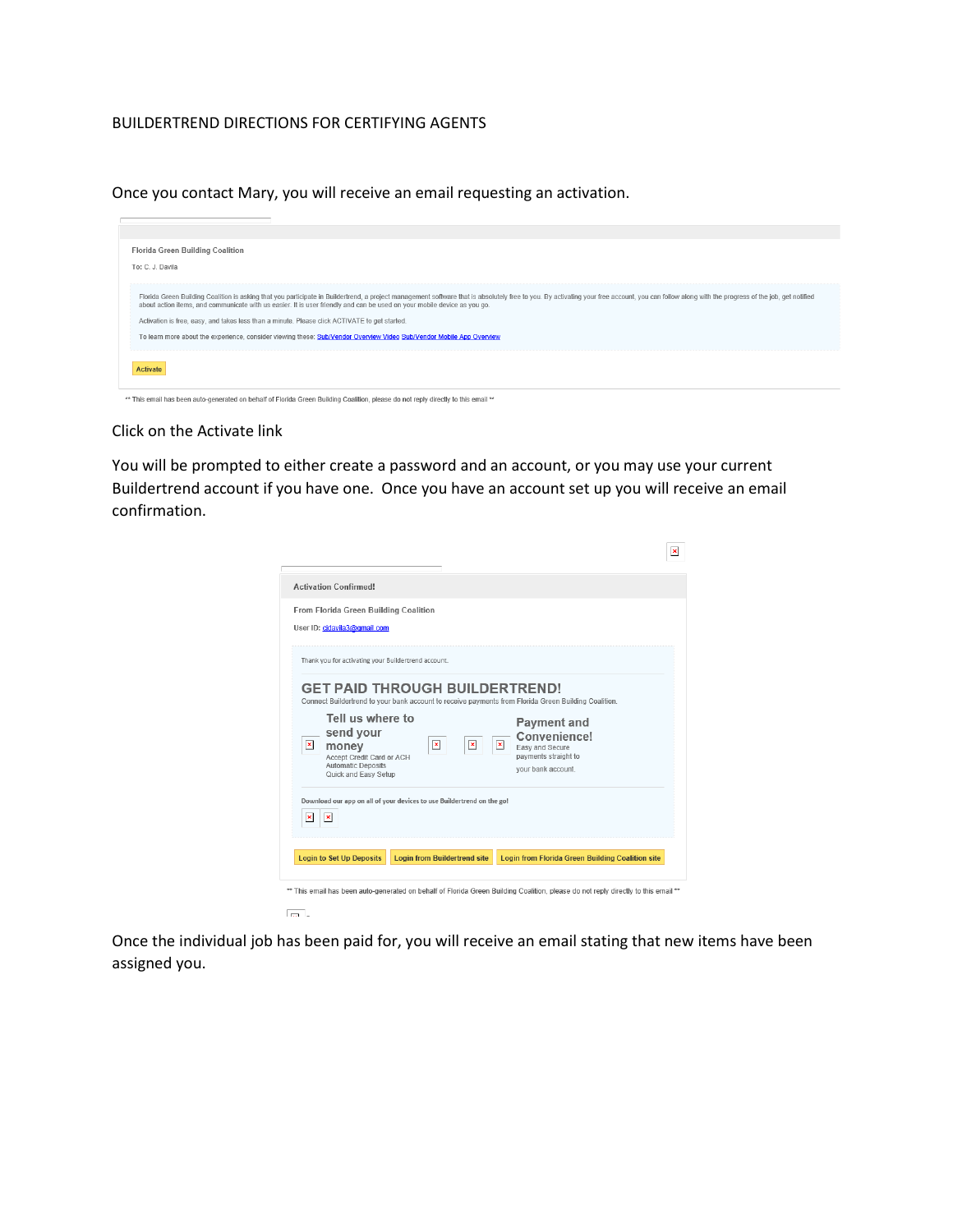# BUILDERTREND DIRECTIONS FOR CERTIFYING AGENTS

Once you contact Mary, you will receive an email requesting an activation.

Florida Green Building Coalition

To: C. J. Davila

Florida Green Building Coalition is asking that you participate in Buildertrend, a project management software that is absolutely free to you. By activating your free account, you can follow along with the progress of the job, get notified about action items, and communicate with us easier. It is user friendly and can be used on your mobile device as you go.

Activation is free, easy, and takes less than a minute. Please click ACTIVATE to get started.

To learn more about the experience, consider viewing these: Sub/Vendor Overview Video Sub/Vendor Mobile App Overview

Activate

** This email has been auto-generated on behalf of Florida Green Building Coalition, please do not reply directly to this email **

Click on the Activate link

You will be prompted to either create a password and an account, or you may use your current Buildertrend account if you have one. Once you have an account set up you will receive an email confirmation.

Activation Confirmed!

From Florida Green Building Coalition

User ID: cjdavila3@gmail.com

Thank you for activating your Buildertrend account.

GET PAID THROUGH BUILDERTREND!

Connect Buildertrend to your bank account to receive payments from Florida Green Building Coalition.

Tell us where to send your money
Accept Credit Card or ACH
Automatic Deposits
Quick and Easy Setup

Payment and Convenience!
Easy and Secure payments straight to your bank account.

Download our app on all of your devices to use Buildertrend on the go!

Login to Set Up Deposits | Login from Buildertrend site | Login from Florida Green Building Coalition site

** This email has been auto-generated on behalf of Florida Green Building Coalition, please do not reply directly to this email **

Once the individual job has been paid for, you will receive an email stating that new items have been assigned you.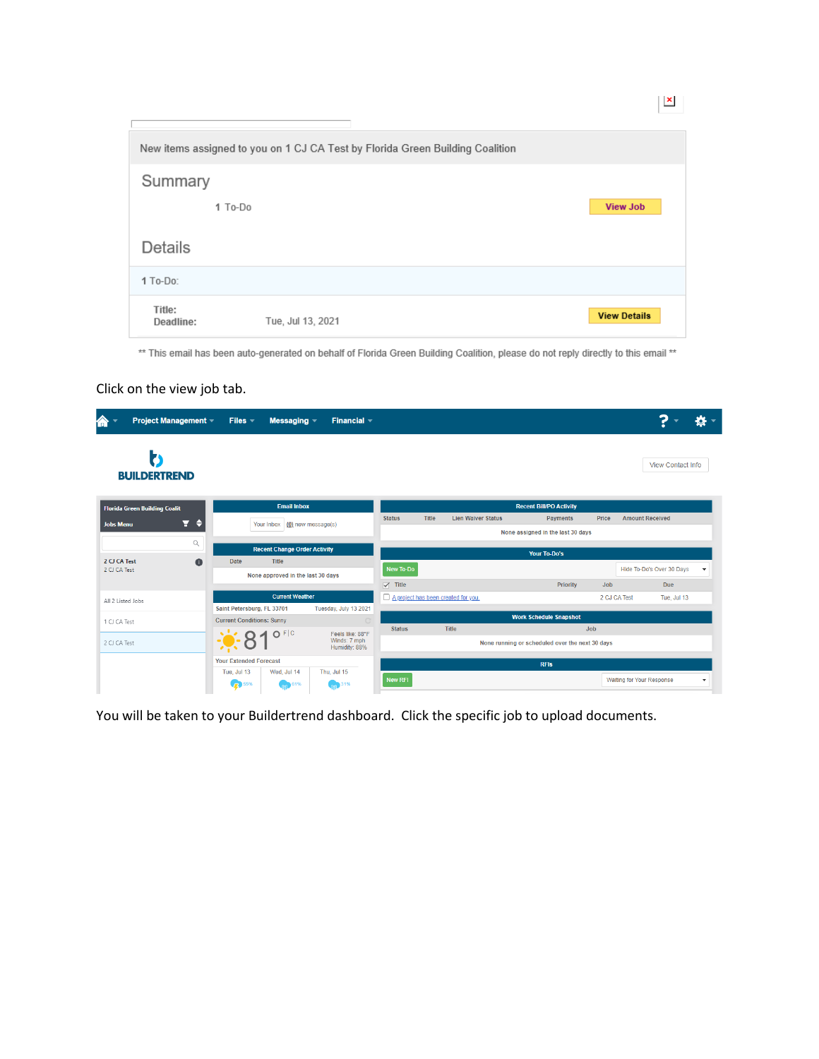New items assigned to you on 1 CJ CA Test by Florida Green Building Coalition

## Summary

1 To-Do

View Job

## Details

1 To-Do:

**Title:**
**Deadline:** Tue, Jul 13, 2021

View Details

** This email has been auto-generated on behalf of Florida Green Building Coalition, please do not reply directly to this email **

Click on the view job tab.

Project Management | Files | Messaging | Financial

BUILDERTREND

View Contact Info

Florida Green Building Coalit

Jobs Menu

2 CJ CA Test
2 CJ CA Test

All 2 Listed Jobs

1 CJ CA Test

2 CJ CA Test

**Email Inbox**

Your Inbox (0) new message(s)

**Recent Change Order Activity**

| Date | Title |
| --- | --- |
| None approved in the last 30 days | |

**Current Weather**

Saint Petersburg, FL 33701 Tuesday, July 13 2021

Current Conditions: Sunny

81° F | C

Feels like: 88°F
Winds: 7 mph
Humidity: 88%

Your Extended Forecast

Tue, Jul 13 — 55%
Wed, Jul 14 — 61%
Thu, Jul 15 — 31%

**Recent Bill/PO Activity**

| Status | Title | Lien Waiver Status | Payments | Price | Amount Received |
| --- | --- | --- | --- | --- | --- |
| None assigned in the last 30 days | | | | | |

**Your To-Do's**

New To-Do | Hide To-Do's Over 30 Days

| Title | Priority | Job | Due |
| --- | --- | --- | --- |
| A project has been created for you. | | 2 CJ CA Test | Tue, Jul 13 |

**Work Schedule Snapshot**

| Status | Title | Job |
| --- | --- | --- |
| None running or scheduled over the next 30 days | | |

**RFIs**

New RFI | Waiting for Your Response

You will be taken to your Buildertrend dashboard. Click the specific job to upload documents.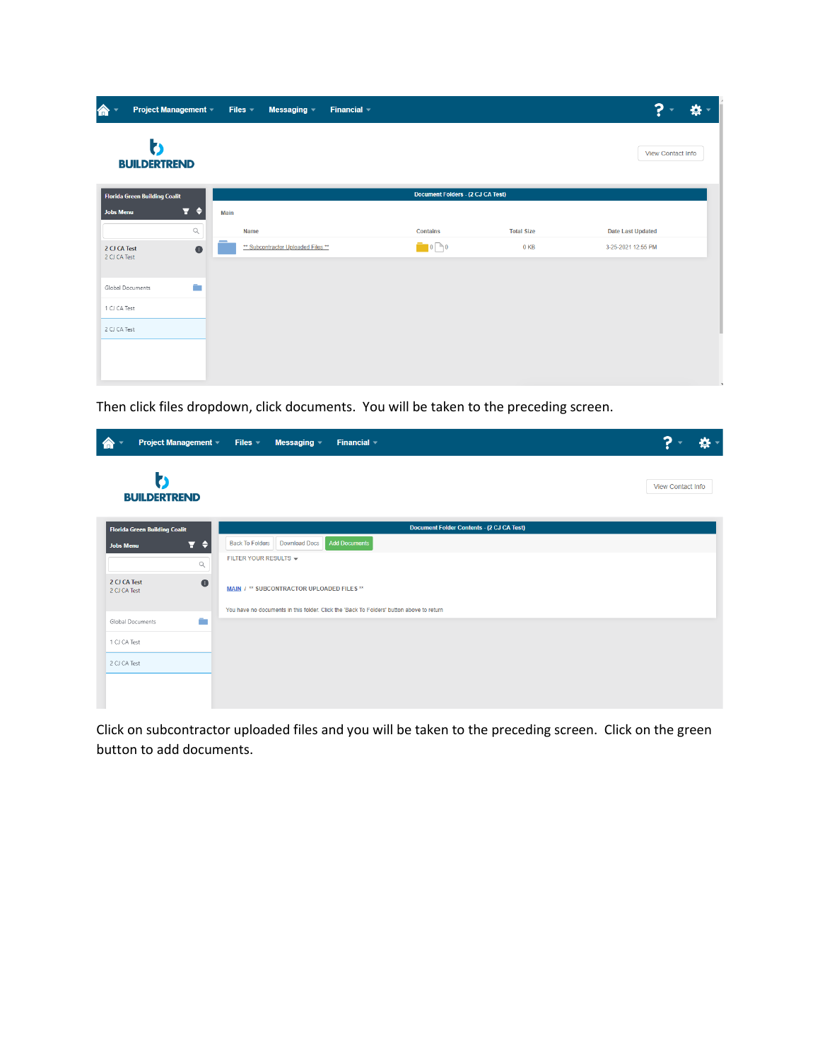Then click files dropdown, click documents. You will be taken to the preceding screen.

Click on subcontractor uploaded files and you will be taken to the preceding screen. Click on the green button to add documents.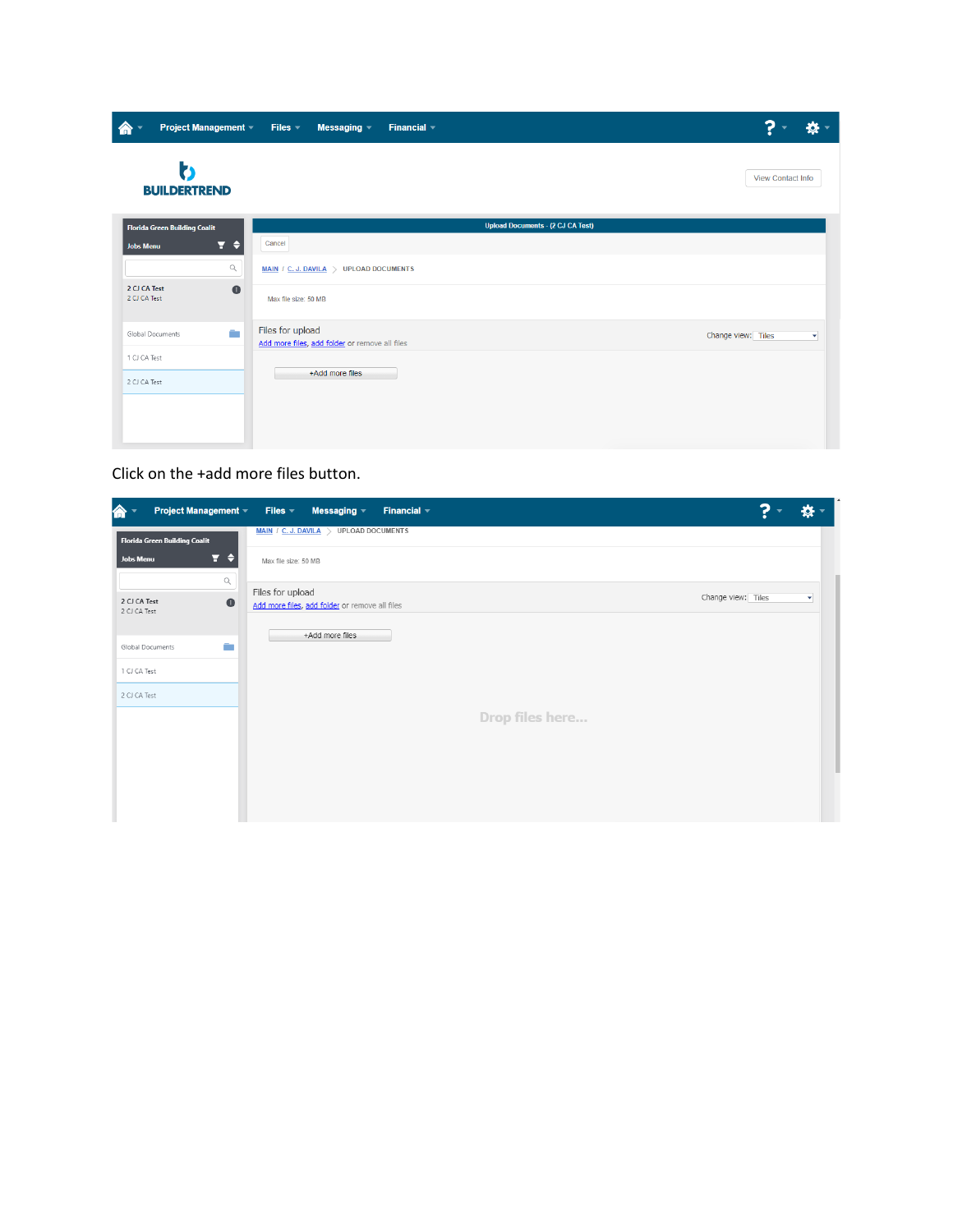Click on the +add more files button.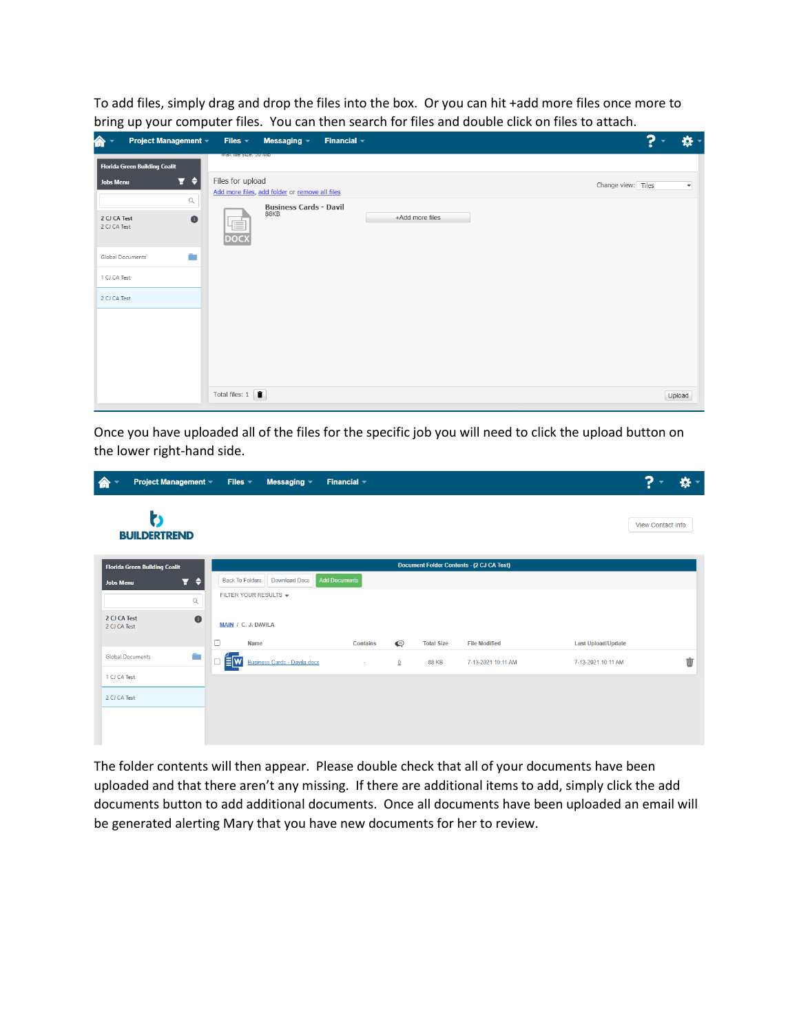To add files, simply drag and drop the files into the box. Or you can hit +add more files once more to bring up your computer files. You can then search for files and double click on files to attach.

Once you have uploaded all of the files for the specific job you will need to click the upload button on the lower right-hand side.

The folder contents will then appear. Please double check that all of your documents have been uploaded and that there aren't any missing. If there are additional items to add, simply click the add documents button to add additional documents. Once all documents have been uploaded an email will be generated alerting Mary that you have new documents for her to review.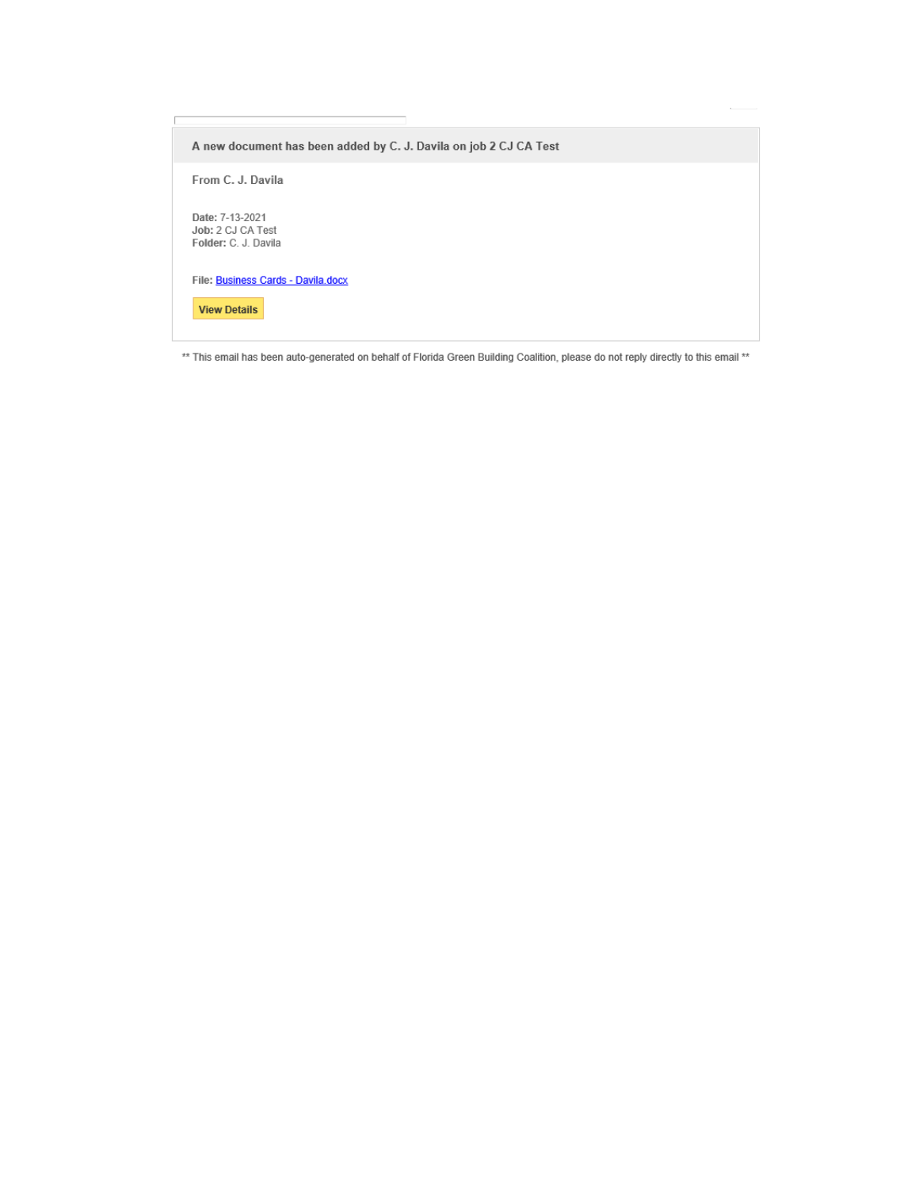**A new document has been added by C. J. Davila on job 2 CJ CA Test**

**From C. J. Davila**

**Date:** 7-13-2021
**Job:** 2 CJ CA Test
**Folder:** C. J. Davila

**File:** Business Cards - Davila.docx

**View Details**

** This email has been auto-generated on behalf of Florida Green Building Coalition, please do not reply directly to this email **